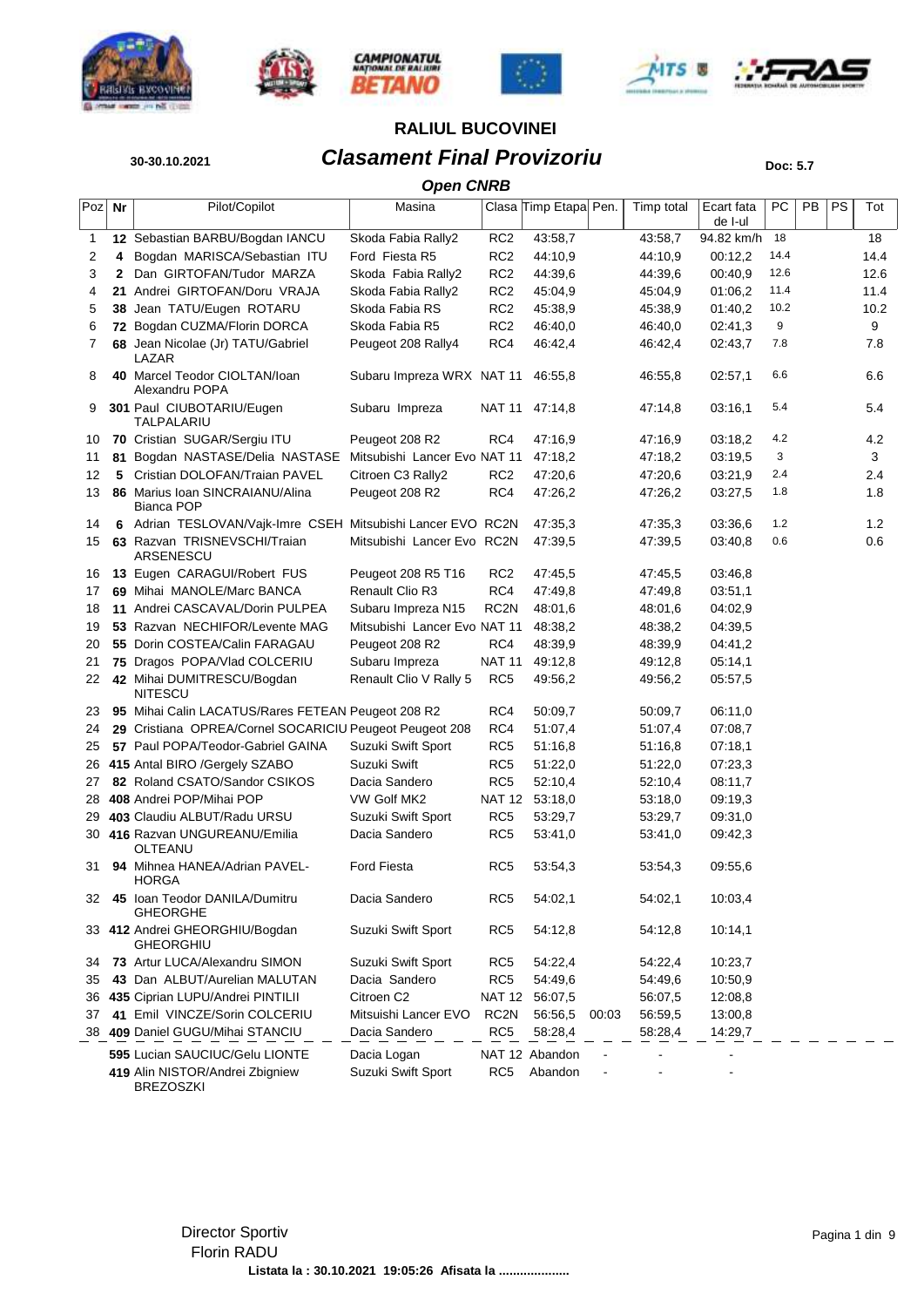## RALIUL BUCOVINEI

**30-30.10.2021**

# *Clasament Final Provizoriu*

**Doc: 5.7**

### *Open CNRB*

| Poz | Nr | Pilot/Copilot | Masina | Clasa | Timp Etapa | Pen. | Timp total | Ecart fata de l-ul | PC | PB | PS | Tot |
|---|---|---|---|---|---|---|---|---|---|---|---|---|
| 1 | **12** | Sebastian BARBU/Bogdan IANCU | Skoda Fabia Rally2 | RC2 | 43:58,7 | | 43:58,7 | 94.82 km/h | 18 | | | 18 |
| 2 | **4** | Bogdan MARISCA/Sebastian ITU | Ford Fiesta R5 | RC2 | 44:10,9 | | 44:10,9 | 00:12,2 | 14.4 | | | 14.4 |
| 3 | **2** | Dan GIRTOFAN/Tudor MARZA | Skoda Fabia Rally2 | RC2 | 44:39,6 | | 44:39,6 | 00:40,9 | 12.6 | | | 12.6 |
| 4 | **21** | Andrei GIRTOFAN/Doru VRAJA | Skoda Fabia Rally2 | RC2 | 45:04,9 | | 45:04,9 | 01:06,2 | 11.4 | | | 11.4 |
| 5 | **38** | Jean TATU/Eugen ROTARU | Skoda Fabia RS | RC2 | 45:38,9 | | 45:38,9 | 01:40,2 | 10.2 | | | 10.2 |
| 6 | **72** | Bogdan CUZMA/Florin DORCA | Skoda Fabia R5 | RC2 | 46:40,0 | | 46:40,0 | 02:41,3 | 9 | | | 9 |
| 7 | **68** | Jean Nicolae (Jr) TATU/Gabriel LAZAR | Peugeot 208 Rally4 | RC4 | 46:42,4 | | 46:42,4 | 02:43,7 | 7.8 | | | 7.8 |
| 8 | **40** | Marcel Teodor CIOLTAN/Ioan Alexandru POPA | Subaru Impreza WRX | NAT 11 | 46:55,8 | | 46:55,8 | 02:57,1 | 6.6 | | | 6.6 |
| 9 | **301** | Paul CIUBOTARIU/Eugen TALPALARIU | Subaru Impreza | NAT 11 | 47:14,8 | | 47:14,8 | 03:16,1 | 5.4 | | | 5.4 |
| 10 | **70** | Cristian SUGAR/Sergiu ITU | Peugeot 208 R2 | RC4 | 47:16,9 | | 47:16,9 | 03:18,2 | 4.2 | | | 4.2 |
| 11 | **81** | Bogdan NASTASE/Delia NASTASE | Mitsubishi Lancer Evo | NAT 11 | 47:18,2 | | 47:18,2 | 03:19,5 | 3 | | | 3 |
| 12 | **5** | Cristian DOLOFAN/Traian PAVEL | Citroen C3 Rally2 | RC2 | 47:20,6 | | 47:20,6 | 03:21,9 | 2.4 | | | 2.4 |
| 13 | **86** | Marius Ioan SINCRAIANU/Alina Bianca POP | Peugeot 208 R2 | RC4 | 47:26,2 | | 47:26,2 | 03:27,5 | 1.8 | | | 1.8 |
| 14 | **6** | Adrian TESLOVAN/Vajk-Imre CSEH | Mitsubishi Lancer EVO | RC2N | 47:35,3 | | 47:35,3 | 03:36,6 | 1.2 | | | 1.2 |
| 15 | **63** | Razvan TRISNEVSCHI/Traian ARSENESCU | Mitsubishi Lancer Evo | RC2N | 47:39,5 | | 47:39,5 | 03:40,8 | 0.6 | | | 0.6 |
| 16 | **13** | Eugen CARAGUI/Robert FUS | Peugeot 208 R5 T16 | RC2 | 47:45,5 | | 47:45,5 | 03:46,8 | | | | |
| 17 | **69** | Mihai MANOLE/Marc BANCA | Renault Clio R3 | RC4 | 47:49,8 | | 47:49,8 | 03:51,1 | | | | |
| 18 | **11** | Andrei CASCAVAL/Dorin PULPEA | Subaru Impreza N15 | RC2N | 48:01,6 | | 48:01,6 | 04:02,9 | | | | |
| 19 | **53** | Razvan NECHIFOR/Levente MAG | Mitsubishi Lancer Evo | NAT 11 | 48:38,2 | | 48:38,2 | 04:39,5 | | | | |
| 20 | **55** | Dorin COSTEA/Calin FARAGAU | Peugeot 208 R2 | RC4 | 48:39,9 | | 48:39,9 | 04:41,2 | | | | |
| 21 | **75** | Dragos POPA/Vlad COLCERIU | Subaru Impreza | NAT 11 | 49:12,8 | | 49:12,8 | 05:14,1 | | | | |
| 22 | **42** | Mihai DUMITRESCU/Bogdan NITESCU | Renault Clio V Rally 5 | RC5 | 49:56,2 | | 49:56,2 | 05:57,5 | | | | |
| 23 | **95** | Mihai Calin LACATUS/Rares FETEAN | Peugeot 208 R2 | RC4 | 50:09,7 | | 50:09,7 | 06:11,0 | | | | |
| 24 | **29** | Cristiana OPREA/Cornel SOCARICIU | Peugeot Peugeot 208 | RC4 | 51:07,4 | | 51:07,4 | 07:08,7 | | | | |
| 25 | **57** | Paul POPA/Teodor-Gabriel GAINA | Suzuki Swift Sport | RC5 | 51:16,8 | | 51:16,8 | 07:18,1 | | | | |
| 26 | **415** | Antal BIRO /Gergely SZABO | Suzuki Swift | RC5 | 51:22,0 | | 51:22,0 | 07:23,3 | | | | |
| 27 | **82** | Roland CSATO/Sandor CSIKOS | Dacia Sandero | RC5 | 52:10,4 | | 52:10,4 | 08:11,7 | | | | |
| 28 | **408** | Andrei POP/Mihai POP | VW Golf MK2 | NAT 12 | 53:18,0 | | 53:18,0 | 09:19,3 | | | | |
| 29 | **403** | Claudiu ALBUT/Radu URSU | Suzuki Swift Sport | RC5 | 53:29,7 | | 53:29,7 | 09:31,0 | | | | |
| 30 | **416** | Razvan UNGUREANU/Emilia OLTEANU | Dacia Sandero | RC5 | 53:41,0 | | 53:41,0 | 09:42,3 | | | | |
| 31 | **94** | Mihnea HANEA/Adrian PAVEL-HORGA | Ford Fiesta | RC5 | 53:54,3 | | 53:54,3 | 09:55,6 | | | | |
| 32 | **45** | Ioan Teodor DANILA/Dumitru GHEORGHE | Dacia Sandero | RC5 | 54:02,1 | | 54:02,1 | 10:03,4 | | | | |
| 33 | **412** | Andrei GHEORGHIU/Bogdan GHEORGHIU | Suzuki Swift Sport | RC5 | 54:12,8 | | 54:12,8 | 10:14,1 | | | | |
| 34 | **73** | Artur LUCA/Alexandru SIMON | Suzuki Swift Sport | RC5 | 54:22,4 | | 54:22,4 | 10:23,7 | | | | |
| 35 | **43** | Dan ALBUT/Aurelian MALUTAN | Dacia Sandero | RC5 | 54:49,6 | | 54:49,6 | 10:50,9 | | | | |
| 36 | **435** | Ciprian LUPU/Andrei PINTILII | Citroen C2 | NAT 12 | 56:07,5 | | 56:07,5 | 12:08,8 | | | | |
| 37 | **41** | Emil VINCZE/Sorin COLCERIU | Mitsuishi Lancer EVO | RC2N | 56:56,5 | 00:03 | 56:59,5 | 13:00,8 | | | | |
| 38 | **409** | Daniel GUGU/Mihai STANCIU | Dacia Sandero | RC5 | 58:28,4 | | 58:28,4 | 14:29,7 | | | | |
| | **595** | Lucian SAUCIUC/Gelu LIONTE | Dacia Logan | NAT 12 | Abandon | - | - | - | | | | |
| | **419** | Alin NISTOR/Andrei Zbigniew BREZOSZKI | Suzuki Swift Sport | RC5 | Abandon | - | - | - | | | | |

Director Sportiv
Florin RADU

**Listata la : 30.10.2021 19:05:26 Afisata la ....................**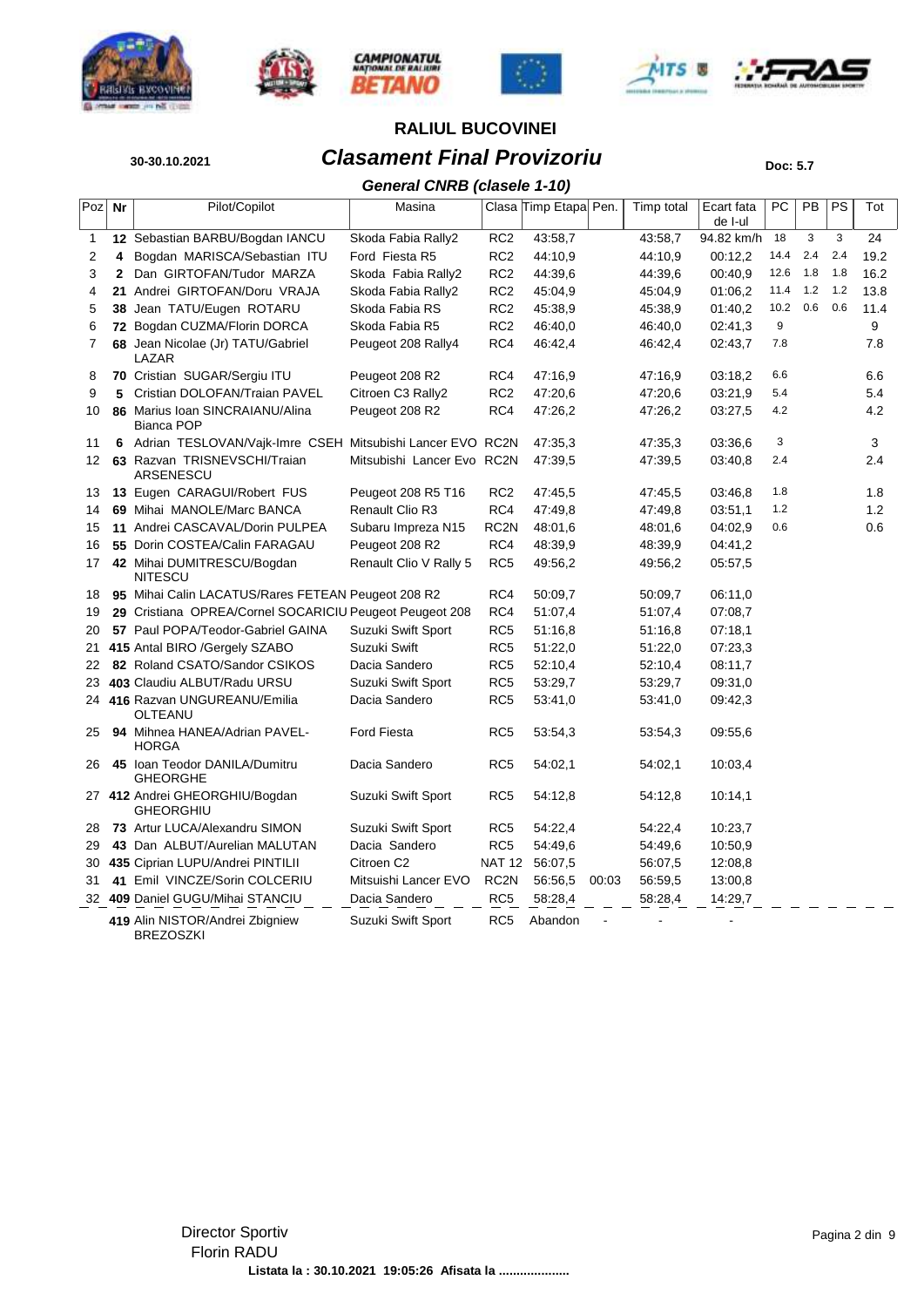## RALIUL BUCOVINEI

30-30.10.2021

# Clasament Final Provizoriu

Doc: 5.7

### General CNRB (clasele 1-10)

| Poz | Nr | Pilot/Copilot | Masina | Clasa | Timp Etapa | Pen. | Timp total | Ecart fata de I-ul | PC | PB | PS | Tot |
|---|---|---|---|---|---|---|---|---|---|---|---|---|
| 1 | 12 | Sebastian BARBU/Bogdan IANCU | Skoda Fabia Rally2 | RC2 | 43:58,7 | | 43:58,7 | 94.82 km/h | 18 | 3 | 3 | 24 |
| 2 | 4 | Bogdan MARISCA/Sebastian ITU | Ford Fiesta R5 | RC2 | 44:10,9 | | 44:10,9 | 00:12,2 | 14.4 | 2.4 | 2.4 | 19.2 |
| 3 | 2 | Dan GIRTOFAN/Tudor MARZA | Skoda Fabia Rally2 | RC2 | 44:39,6 | | 44:39,6 | 00:40,9 | 12.6 | 1.8 | 1.8 | 16.2 |
| 4 | 21 | Andrei GIRTOFAN/Doru VRAJA | Skoda Fabia Rally2 | RC2 | 45:04,9 | | 45:04,9 | 01:06,2 | 11.4 | 1.2 | 1.2 | 13.8 |
| 5 | 38 | Jean TATU/Eugen ROTARU | Skoda Fabia RS | RC2 | 45:38,9 | | 45:38,9 | 01:40,2 | 10.2 | 0.6 | 0.6 | 11.4 |
| 6 | 72 | Bogdan CUZMA/Florin DORCA | Skoda Fabia R5 | RC2 | 46:40,0 | | 46:40,0 | 02:41,3 | 9 | | | 9 |
| 7 | 68 | Jean Nicolae (Jr) TATU/Gabriel LAZAR | Peugeot 208 Rally4 | RC4 | 46:42,4 | | 46:42,4 | 02:43,7 | 7.8 | | | 7.8 |
| 8 | 70 | Cristian SUGAR/Sergiu ITU | Peugeot 208 R2 | RC4 | 47:16,9 | | 47:16,9 | 03:18,2 | 6.6 | | | 6.6 |
| 9 | 5 | Cristian DOLOFAN/Traian PAVEL | Citroen C3 Rally2 | RC2 | 47:20,6 | | 47:20,6 | 03:21,9 | 5.4 | | | 5.4 |
| 10 | 86 | Marius Ioan SINCRAIANU/Alina Bianca POP | Peugeot 208 R2 | RC4 | 47:26,2 | | 47:26,2 | 03:27,5 | 4.2 | | | 4.2 |
| 11 | 6 | Adrian TESLOVAN/Vajk-Imre CSEH | Mitsubishi Lancer EVO | RC2N | 47:35,3 | | 47:35,3 | 03:36,6 | 3 | | | 3 |
| 12 | 63 | Razvan TRISNEVSCHI/Traian ARSENESCU | Mitsubishi Lancer Evo | RC2N | 47:39,5 | | 47:39,5 | 03:40,8 | 2.4 | | | 2.4 |
| 13 | 13 | Eugen CARAGUI/Robert FUS | Peugeot 208 R5 T16 | RC2 | 47:45,5 | | 47:45,5 | 03:46,8 | 1.8 | | | 1.8 |
| 14 | 69 | Mihai MANOLE/Marc BANCA | Renault Clio R3 | RC4 | 47:49,8 | | 47:49,8 | 03:51,1 | 1.2 | | | 1.2 |
| 15 | 11 | Andrei CASCAVAL/Dorin PULPEA | Subaru Impreza N15 | RC2N | 48:01,6 | | 48:01,6 | 04:02,9 | 0.6 | | | 0.6 |
| 16 | 55 | Dorin COSTEA/Calin FARAGAU | Peugeot 208 R2 | RC4 | 48:39,9 | | 48:39,9 | 04:41,2 | | | | |
| 17 | 42 | Mihai DUMITRESCU/Bogdan NITESCU | Renault Clio V Rally 5 | RC5 | 49:56,2 | | 49:56,2 | 05:57,5 | | | | |
| 18 | 95 | Mihai Calin LACATUS/Rares FETEAN | Peugeot 208 R2 | RC4 | 50:09,7 | | 50:09,7 | 06:11,0 | | | | |
| 19 | 29 | Cristiana OPREA/Cornel SOCARICIU | Peugeot Peugeot 208 | RC4 | 51:07,4 | | 51:07,4 | 07:08,7 | | | | |
| 20 | 57 | Paul POPA/Teodor-Gabriel GAINA | Suzuki Swift Sport | RC5 | 51:16,8 | | 51:16,8 | 07:18,1 | | | | |
| 21 | 415 | Antal BIRO /Gergely SZABO | Suzuki Swift | RC5 | 51:22,0 | | 51:22,0 | 07:23,3 | | | | |
| 22 | 82 | Roland CSATO/Sandor CSIKOS | Dacia Sandero | RC5 | 52:10,4 | | 52:10,4 | 08:11,7 | | | | |
| 23 | 403 | Claudiu ALBUT/Radu URSU | Suzuki Swift Sport | RC5 | 53:29,7 | | 53:29,7 | 09:31,0 | | | | |
| 24 | 416 | Razvan UNGUREANU/Emilia OLTEANU | Dacia Sandero | RC5 | 53:41,0 | | 53:41,0 | 09:42,3 | | | | |
| 25 | 94 | Mihnea HANEA/Adrian PAVEL-HORGA | Ford Fiesta | RC5 | 53:54,3 | | 53:54,3 | 09:55,6 | | | | |
| 26 | 45 | Ioan Teodor DANILA/Dumitru GHEORGHE | Dacia Sandero | RC5 | 54:02,1 | | 54:02,1 | 10:03,4 | | | | |
| 27 | 412 | Andrei GHEORGHIU/Bogdan GHEORGHIU | Suzuki Swift Sport | RC5 | 54:12,8 | | 54:12,8 | 10:14,1 | | | | |
| 28 | 73 | Artur LUCA/Alexandru SIMON | Suzuki Swift Sport | RC5 | 54:22,4 | | 54:22,4 | 10:23,7 | | | | |
| 29 | 43 | Dan ALBUT/Aurelian MALUTAN | Dacia Sandero | RC5 | 54:49,6 | | 54:49,6 | 10:50,9 | | | | |
| 30 | 435 | Ciprian LUPU/Andrei PINTILII | Citroen C2 | NAT 12 | 56:07,5 | | 56:07,5 | 12:08,8 | | | | |
| 31 | 41 | Emil VINCZE/Sorin COLCERIU | Mitsuishi Lancer EVO | RC2N | 56:56,5 | 00:03 | 56:59,5 | 13:00,8 | | | | |
| 32 | 409 | Daniel GUGU/Mihai STANCIU | Dacia Sandero | RC5 | 58:28,4 | | 58:28,4 | 14:29,7 | | | | |
| | 419 | Alin NISTOR/Andrei Zbigniew BREZOSZKI | Suzuki Swift Sport | RC5 | Abandon | - | - | - | | | | |

Director Sportiv
Florin RADU

**Listata la : 30.10.2021 19:05:26 Afisata la ....................**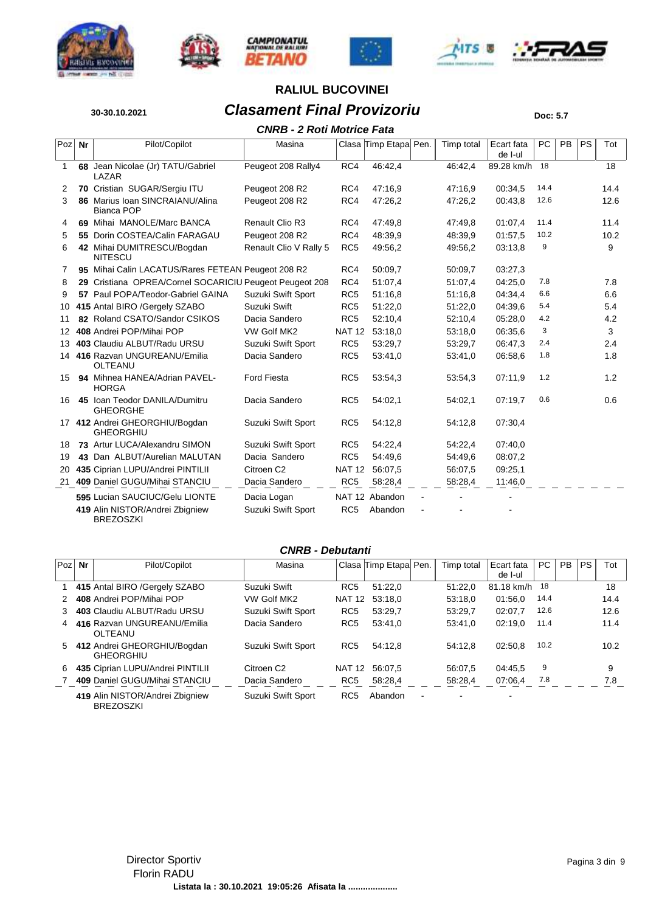# RALIUL BUCOVINEI

**30-30.10.2021**

## *Clasament Final Provizoriu*

**Doc: 5.7**

### *CNRB - 2 Roti Motrice Fata*

| Poz | Nr | Pilot/Copilot | Masina | Clasa | Timp Etapa | Pen. | Timp total | Ecart fata de I-ul | PC | PB | PS | Tot |
|---|---|---|---|---|---|---|---|---|---|---|---|---|
| 1 | **68** | Jean Nicolae (Jr) TATU/Gabriel LAZAR | Peugeot 208 Rally4 | RC4 | 46:42,4 | | 46:42,4 | 89.28 km/h | 18 | | | 18 |
| 2 | **70** | Cristian SUGAR/Sergiu ITU | Peugeot 208 R2 | RC4 | 47:16,9 | | 47:16,9 | 00:34,5 | 14.4 | | | 14.4 |
| 3 | **86** | Marius Ioan SINCRAIANU/Alina Bianca POP | Peugeot 208 R2 | RC4 | 47:26,2 | | 47:26,2 | 00:43,8 | 12.6 | | | 12.6 |
| 4 | **69** | Mihai MANOLE/Marc BANCA | Renault Clio R3 | RC4 | 47:49,8 | | 47:49,8 | 01:07,4 | 11.4 | | | 11.4 |
| 5 | **55** | Dorin COSTEA/Calin FARAGAU | Peugeot 208 R2 | RC4 | 48:39,9 | | 48:39,9 | 01:57,5 | 10.2 | | | 10.2 |
| 6 | **42** | Mihai DUMITRESCU/Bogdan NITESCU | Renault Clio V Rally 5 | RC5 | 49:56,2 | | 49:56,2 | 03:13,8 | 9 | | | 9 |
| 7 | **95** | Mihai Calin LACATUS/Rares FETEAN | Peugeot 208 R2 | RC4 | 50:09,7 | | 50:09,7 | 03:27,3 | | | | |
| 8 | **29** | Cristiana OPREA/Cornel SOCARICIU | Peugeot Peugeot 208 | RC4 | 51:07,4 | | 51:07,4 | 04:25,0 | 7.8 | | | 7.8 |
| 9 | **57** | Paul POPA/Teodor-Gabriel GAINA | Suzuki Swift Sport | RC5 | 51:16,8 | | 51:16,8 | 04:34,4 | 6.6 | | | 6.6 |
| 10 | **415** | Antal BIRO /Gergely SZABO | Suzuki Swift | RC5 | 51:22,0 | | 51:22,0 | 04:39,6 | 5.4 | | | 5.4 |
| 11 | **82** | Roland CSATO/Sandor CSIKOS | Dacia Sandero | RC5 | 52:10,4 | | 52:10,4 | 05:28,0 | 4.2 | | | 4.2 |
| 12 | **408** | Andrei POP/Mihai POP | VW Golf MK2 | NAT 12 | 53:18,0 | | 53:18,0 | 06:35,6 | 3 | | | 3 |
| 13 | **403** | Claudiu ALBUT/Radu URSU | Suzuki Swift Sport | RC5 | 53:29,7 | | 53:29,7 | 06:47,3 | 2.4 | | | 2.4 |
| 14 | **416** | Razvan UNGUREANU/Emilia OLTEANU | Dacia Sandero | RC5 | 53:41,0 | | 53:41,0 | 06:58,6 | 1.8 | | | 1.8 |
| 15 | **94** | Mihnea HANEA/Adrian PAVEL-HORGA | Ford Fiesta | RC5 | 53:54,3 | | 53:54,3 | 07:11,9 | 1.2 | | | 1.2 |
| 16 | **45** | Ioan Teodor DANILA/Dumitru GHEORGHE | Dacia Sandero | RC5 | 54:02,1 | | 54:02,1 | 07:19,7 | 0.6 | | | 0.6 |
| 17 | **412** | Andrei GHEORGHIU/Bogdan GHEORGHIU | Suzuki Swift Sport | RC5 | 54:12,8 | | 54:12,8 | 07:30,4 | | | | |
| 18 | **73** | Artur LUCA/Alexandru SIMON | Suzuki Swift Sport | RC5 | 54:22,4 | | 54:22,4 | 07:40,0 | | | | |
| 19 | **43** | Dan ALBUT/Aurelian MALUTAN | Dacia Sandero | RC5 | 54:49,6 | | 54:49,6 | 08:07,2 | | | | |
| 20 | **435** | Ciprian LUPU/Andrei PINTILII | Citroen C2 | NAT 12 | 56:07,5 | | 56:07,5 | 09:25,1 | | | | |
| 21 | **409** | Daniel GUGU/Mihai STANCIU | Dacia Sandero | RC5 | 58:28,4 | | 58:28,4 | 11:46,0 | | | | |
| | **595** | Lucian SAUCIUC/Gelu LIONTE | Dacia Logan | NAT 12 | Abandon | - | - | - | | | | |
| | **419** | Alin NISTOR/Andrei Zbigniew BREZOSZKI | Suzuki Swift Sport | RC5 | Abandon | - | - | - | | | | |

### *CNRB - Debutanti*

| Poz | Nr | Pilot/Copilot | Masina | Clasa | Timp Etapa | Pen. | Timp total | Ecart fata de I-ul | PC | PB | PS | Tot |
|---|---|---|---|---|---|---|---|---|---|---|---|---|
| 1 | **415** | Antal BIRO /Gergely SZABO | Suzuki Swift | RC5 | 51:22,0 | | 51:22,0 | 81.18 km/h | 18 | | | 18 |
| 2 | **408** | Andrei POP/Mihai POP | VW Golf MK2 | NAT 12 | 53:18,0 | | 53:18,0 | 01:56,0 | 14.4 | | | 14.4 |
| 3 | **403** | Claudiu ALBUT/Radu URSU | Suzuki Swift Sport | RC5 | 53:29,7 | | 53:29,7 | 02:07,7 | 12.6 | | | 12.6 |
| 4 | **416** | Razvan UNGUREANU/Emilia OLTEANU | Dacia Sandero | RC5 | 53:41,0 | | 53:41,0 | 02:19,0 | 11.4 | | | 11.4 |
| 5 | **412** | Andrei GHEORGHIU/Bogdan GHEORGHIU | Suzuki Swift Sport | RC5 | 54:12,8 | | 54:12,8 | 02:50,8 | 10.2 | | | 10.2 |
| 6 | **435** | Ciprian LUPU/Andrei PINTILII | Citroen C2 | NAT 12 | 56:07,5 | | 56:07,5 | 04:45,5 | 9 | | | 9 |
| 7 | **409** | Daniel GUGU/Mihai STANCIU | Dacia Sandero | RC5 | 58:28,4 | | 58:28,4 | 07:06,4 | 7.8 | | | 7.8 |
| | **419** | Alin NISTOR/Andrei Zbigniew BREZOSZKI | Suzuki Swift Sport | RC5 | Abandon | - | - | - | | | | |

Director Sportiv
Florin RADU

**Listata la : 30.10.2021 19:05:26 Afisata la ....................**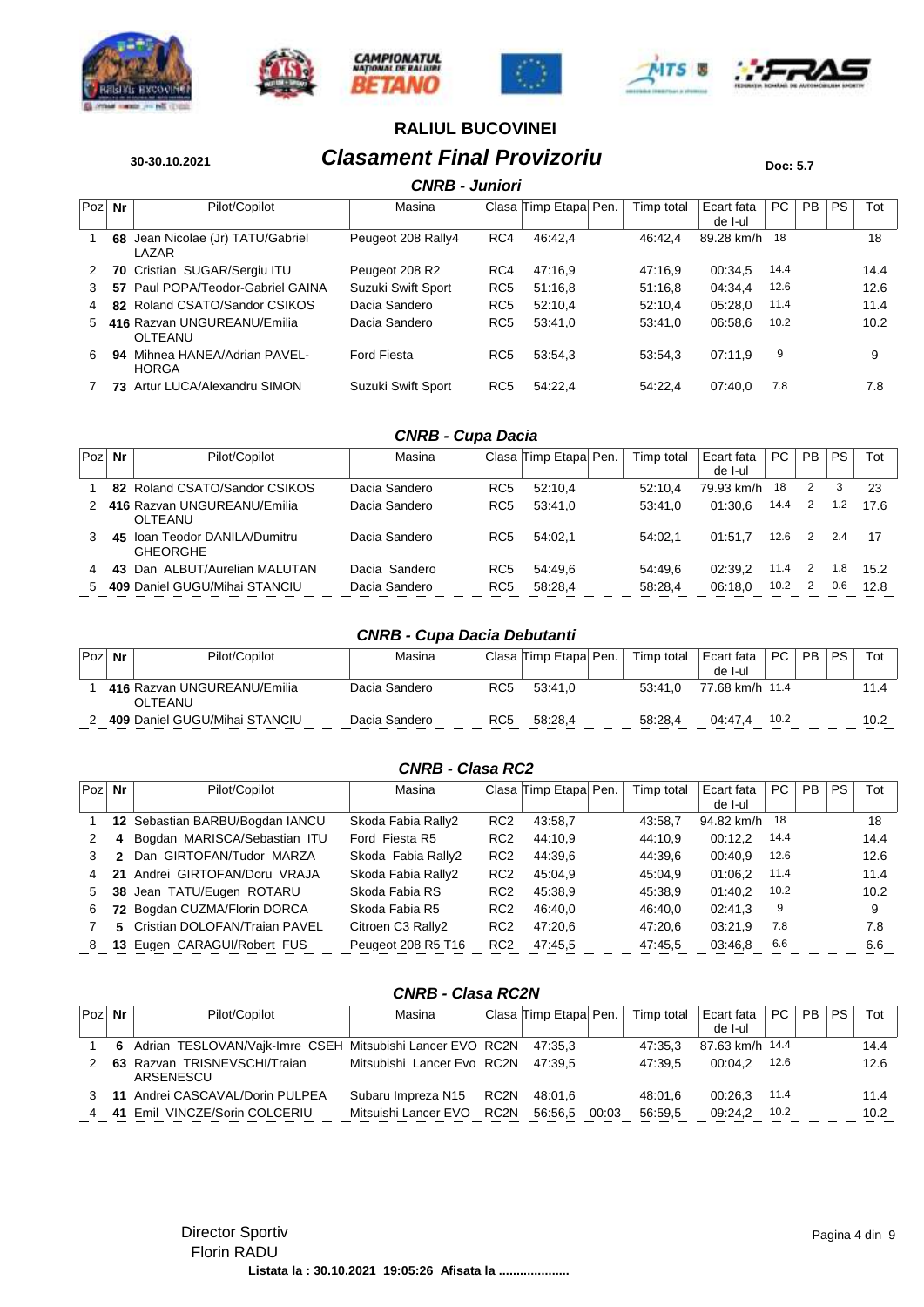# RALIUL BUCOVINEI

30-30.10.2021

## Clasament Final Provizoriu

Doc: 5.7

### CNRB - Juniori

| Poz | Nr | Pilot/Copilot | Masina | Clasa | Timp Etapa | Pen. | Timp total | Ecart fata de I-ul | PC | PB | PS | Tot |
|---|---|---|---|---|---|---|---|---|---|---|---|---|
| 1 | 68 | Jean Nicolae (Jr) TATU/Gabriel LAZAR | Peugeot 208 Rally4 | RC4 | 46:42,4 | | 46:42,4 | 89.28 km/h | 18 | | | 18 |
| 2 | 70 | Cristian SUGAR/Sergiu ITU | Peugeot 208 R2 | RC4 | 47:16,9 | | 47:16,9 | 00:34,5 | 14.4 | | | 14.4 |
| 3 | 57 | Paul POPA/Teodor-Gabriel GAINA | Suzuki Swift Sport | RC5 | 51:16,8 | | 51:16,8 | 04:34,4 | 12.6 | | | 12.6 |
| 4 | 82 | Roland CSATO/Sandor CSIKOS | Dacia Sandero | RC5 | 52:10,4 | | 52:10,4 | 05:28,0 | 11.4 | | | 11.4 |
| 5 | 416 | Razvan UNGUREANU/Emilia OLTEANU | Dacia Sandero | RC5 | 53:41,0 | | 53:41,0 | 06:58,6 | 10.2 | | | 10.2 |
| 6 | 94 | Mihnea HANEA/Adrian PAVEL-HORGA | Ford Fiesta | RC5 | 53:54,3 | | 53:54,3 | 07:11,9 | 9 | | | 9 |
| 7 | 73 | Artur LUCA/Alexandru SIMON | Suzuki Swift Sport | RC5 | 54:22,4 | | 54:22,4 | 07:40,0 | 7.8 | | | 7.8 |

### CNRB - Cupa Dacia

| Poz | Nr | Pilot/Copilot | Masina | Clasa | Timp Etapa | Pen. | Timp total | Ecart fata de I-ul | PC | PB | PS | Tot |
|---|---|---|---|---|---|---|---|---|---|---|---|---|
| 1 | 82 | Roland CSATO/Sandor CSIKOS | Dacia Sandero | RC5 | 52:10,4 | | 52:10,4 | 79.93 km/h | 18 | 2 | 3 | 23 |
| 2 | 416 | Razvan UNGUREANU/Emilia OLTEANU | Dacia Sandero | RC5 | 53:41,0 | | 53:41,0 | 01:30,6 | 14.4 | 2 | 1.2 | 17.6 |
| 3 | 45 | Ioan Teodor DANILA/Dumitru GHEORGHE | Dacia Sandero | RC5 | 54:02,1 | | 54:02,1 | 01:51,7 | 12.6 | 2 | 2.4 | 17 |
| 4 | 43 | Dan ALBUT/Aurelian MALUTAN | Dacia Sandero | RC5 | 54:49,6 | | 54:49,6 | 02:39,2 | 11.4 | 2 | 1.8 | 15.2 |
| 5 | 409 | Daniel GUGU/Mihai STANCIU | Dacia Sandero | RC5 | 58:28,4 | | 58:28,4 | 06:18,0 | 10.2 | 2 | 0.6 | 12.8 |

### CNRB - Cupa Dacia Debutanti

| Poz | Nr | Pilot/Copilot | Masina | Clasa | Timp Etapa | Pen. | Timp total | Ecart fata de I-ul | PC | PB | PS | Tot |
|---|---|---|---|---|---|---|---|---|---|---|---|---|
| 1 | 416 | Razvan UNGUREANU/Emilia OLTEANU | Dacia Sandero | RC5 | 53:41,0 | | 53:41,0 | 77.68 km/h | 11.4 | | | 11.4 |
| 2 | 409 | Daniel GUGU/Mihai STANCIU | Dacia Sandero | RC5 | 58:28,4 | | 58:28,4 | 04:47,4 | 10.2 | | | 10.2 |

### CNRB - Clasa RC2

| Poz | Nr | Pilot/Copilot | Masina | Clasa | Timp Etapa | Pen. | Timp total | Ecart fata de I-ul | PC | PB | PS | Tot |
|---|---|---|---|---|---|---|---|---|---|---|---|---|
| 1 | 12 | Sebastian BARBU/Bogdan IANCU | Skoda Fabia Rally2 | RC2 | 43:58,7 | | 43:58,7 | 94.82 km/h | 18 | | | 18 |
| 2 | 4 | Bogdan MARISCA/Sebastian ITU | Ford Fiesta R5 | RC2 | 44:10,9 | | 44:10,9 | 00:12,2 | 14.4 | | | 14.4 |
| 3 | 2 | Dan GIRTOFAN/Tudor MARZA | Skoda Fabia Rally2 | RC2 | 44:39,6 | | 44:39,6 | 00:40,9 | 12.6 | | | 12.6 |
| 4 | 21 | Andrei GIRTOFAN/Doru VRAJA | Skoda Fabia Rally2 | RC2 | 45:04,9 | | 45:04,9 | 01:06,2 | 11.4 | | | 11.4 |
| 5 | 38 | Jean TATU/Eugen ROTARU | Skoda Fabia RS | RC2 | 45:38,9 | | 45:38,9 | 01:40,2 | 10.2 | | | 10.2 |
| 6 | 72 | Bogdan CUZMA/Florin DORCA | Skoda Fabia R5 | RC2 | 46:40,0 | | 46:40,0 | 02:41,3 | 9 | | | 9 |
| 7 | 5 | Cristian DOLOFAN/Traian PAVEL | Citroen C3 Rally2 | RC2 | 47:20,6 | | 47:20,6 | 03:21,9 | 7.8 | | | 7.8 |
| 8 | 13 | Eugen CARAGUI/Robert FUS | Peugeot 208 R5 T16 | RC2 | 47:45,5 | | 47:45,5 | 03:46,8 | 6.6 | | | 6.6 |

### CNRB - Clasa RC2N

| Poz | Nr | Pilot/Copilot | Masina | Clasa | Timp Etapa | Pen. | Timp total | Ecart fata de I-ul | PC | PB | PS | Tot |
|---|---|---|---|---|---|---|---|---|---|---|---|---|
| 1 | 6 | Adrian TESLOVAN/Vajk-Imre CSEH | Mitsubishi Lancer EVO | RC2N | 47:35,3 | | 47:35,3 | 87.63 km/h | 14.4 | | | 14.4 |
| 2 | 63 | Razvan TRISNEVSCHI/Traian ARSENESCU | Mitsubishi Lancer Evo | RC2N | 47:39,5 | | 47:39,5 | 00:04,2 | 12.6 | | | 12.6 |
| 3 | 11 | Andrei CASCAVAL/Dorin PULPEA | Subaru Impreza N15 | RC2N | 48:01,6 | | 48:01,6 | 00:26,3 | 11.4 | | | 11.4 |
| 4 | 41 | Emil VINCZE/Sorin COLCERIU | Mitsuishi Lancer EVO | RC2N | 56:56,5 | 00:03 | 56:59,5 | 09:24,2 | 10.2 | | | 10.2 |

Director Sportiv
Florin RADU

Listata la : 30.10.2021 19:05:26 Afisata la ....................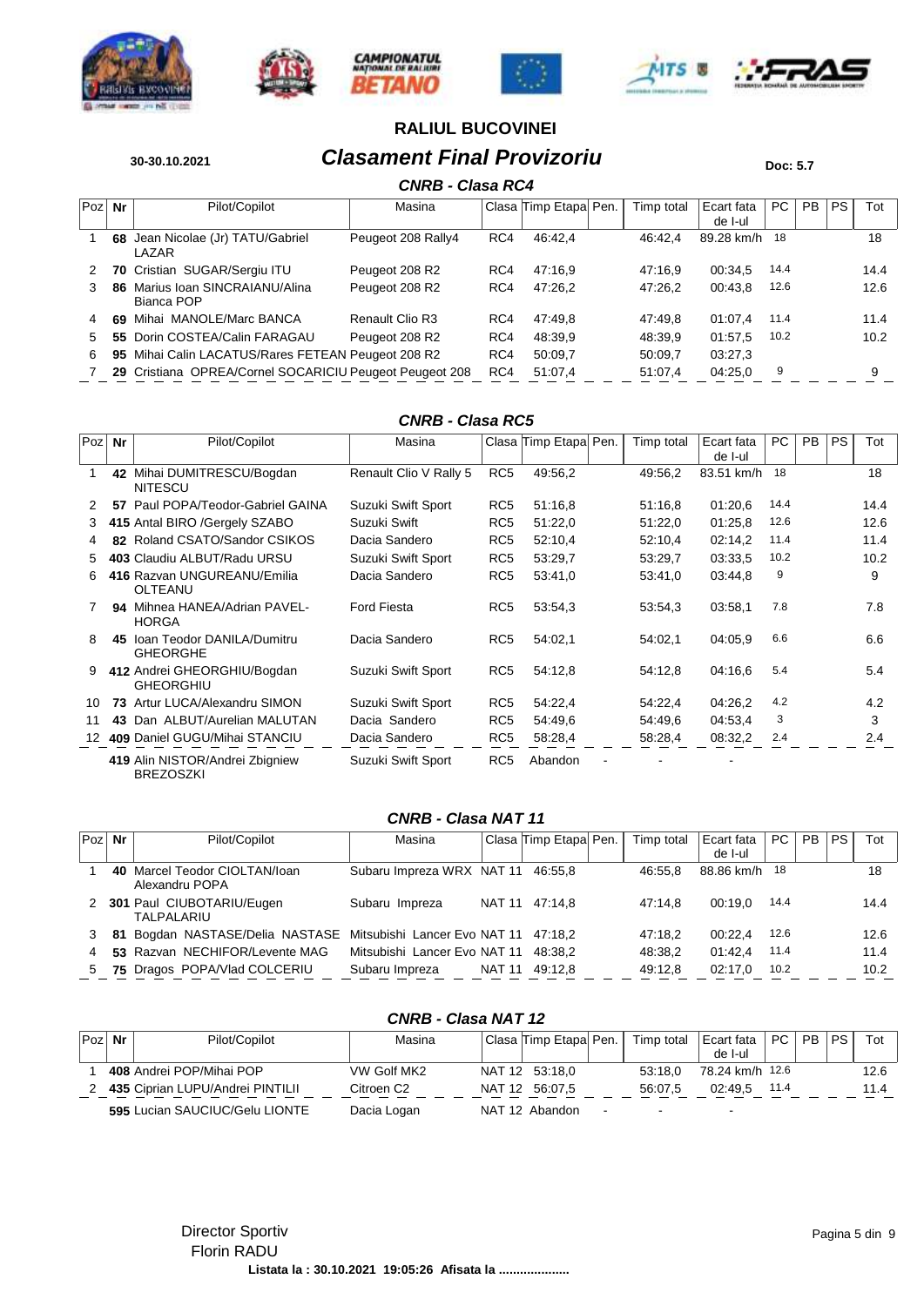# RALIUL BUCOVINEI

**30-30.10.2021**

## Clasament Final Provizoriu

**Doc: 5.7**

### CNRB - Clasa RC4

| Poz | Nr | Pilot/Copilot | Masina | Clasa | Timp Etapa | Pen. | Timp total | Ecart fata de I-ul | PC | PB | PS | Tot |
|---|---|---|---|---|---|---|---|---|---|---|---|---|
| 1 | 68 | Jean Nicolae (Jr) TATU/Gabriel LAZAR | Peugeot 208 Rally4 | RC4 | 46:42,4 | | 46:42,4 | 89.28 km/h | 18 | | | 18 |
| 2 | 70 | Cristian SUGAR/Sergiu ITU | Peugeot 208 R2 | RC4 | 47:16,9 | | 47:16,9 | 00:34,5 | 14.4 | | | 14.4 |
| 3 | 86 | Marius Ioan SINCRAIANU/Alina Bianca POP | Peugeot 208 R2 | RC4 | 47:26,2 | | 47:26,2 | 00:43,8 | 12.6 | | | 12.6 |
| 4 | 69 | Mihai MANOLE/Marc BANCA | Renault Clio R3 | RC4 | 47:49,8 | | 47:49,8 | 01:07,4 | 11.4 | | | 11.4 |
| 5 | 55 | Dorin COSTEA/Calin FARAGAU | Peugeot 208 R2 | RC4 | 48:39,9 | | 48:39,9 | 01:57,5 | 10.2 | | | 10.2 |
| 6 | 95 | Mihai Calin LACATUS/Rares FETEAN | Peugeot 208 R2 | RC4 | 50:09,7 | | 50:09,7 | 03:27,3 | | | | |
| 7 | 29 | Cristiana OPREA/Cornel SOCARICIU | Peugeot Peugeot 208 | RC4 | 51:07,4 | | 51:07,4 | 04:25,0 | 9 | | | 9 |

### CNRB - Clasa RC5

| Poz | Nr | Pilot/Copilot | Masina | Clasa | Timp Etapa | Pen. | Timp total | Ecart fata de I-ul | PC | PB | PS | Tot |
|---|---|---|---|---|---|---|---|---|---|---|---|---|
| 1 | 42 | Mihai DUMITRESCU/Bogdan NITESCU | Renault Clio V Rally 5 | RC5 | 49:56,2 | | 49:56,2 | 83.51 km/h | 18 | | | 18 |
| 2 | 57 | Paul POPA/Teodor-Gabriel GAINA | Suzuki Swift Sport | RC5 | 51:16,8 | | 51:16,8 | 01:20,6 | 14.4 | | | 14.4 |
| 3 | 415 | Antal BIRO /Gergely SZABO | Suzuki Swift | RC5 | 51:22,0 | | 51:22,0 | 01:25,8 | 12.6 | | | 12.6 |
| 4 | 82 | Roland CSATO/Sandor CSIKOS | Dacia Sandero | RC5 | 52:10,4 | | 52:10,4 | 02:14,2 | 11.4 | | | 11.4 |
| 5 | 403 | Claudiu ALBUT/Radu URSU | Suzuki Swift Sport | RC5 | 53:29,7 | | 53:29,7 | 03:33,5 | 10.2 | | | 10.2 |
| 6 | 416 | Razvan UNGUREANU/Emilia OLTEANU | Dacia Sandero | RC5 | 53:41,0 | | 53:41,0 | 03:44,8 | 9 | | | 9 |
| 7 | 94 | Mihnea HANEA/Adrian PAVEL-HORGA | Ford Fiesta | RC5 | 53:54,3 | | 53:54,3 | 03:58,1 | 7.8 | | | 7.8 |
| 8 | 45 | Ioan Teodor DANILA/Dumitru GHEORGHE | Dacia Sandero | RC5 | 54:02,1 | | 54:02,1 | 04:05,9 | 6.6 | | | 6.6 |
| 9 | 412 | Andrei GHEORGHIU/Bogdan GHEORGHIU | Suzuki Swift Sport | RC5 | 54:12,8 | | 54:12,8 | 04:16,6 | 5.4 | | | 5.4 |
| 10 | 73 | Artur LUCA/Alexandru SIMON | Suzuki Swift Sport | RC5 | 54:22,4 | | 54:22,4 | 04:26,2 | 4.2 | | | 4.2 |
| 11 | 43 | Dan ALBUT/Aurelian MALUTAN | Dacia Sandero | RC5 | 54:49,6 | | 54:49,6 | 04:53,4 | 3 | | | 3 |
| 12 | 409 | Daniel GUGU/Mihai STANCIU | Dacia Sandero | RC5 | 58:28,4 | | 58:28,4 | 08:32,2 | 2.4 | | | 2.4 |
| | 419 | Alin NISTOR/Andrei Zbigniew BREZOSZKI | Suzuki Swift Sport | RC5 | Abandon | - | - | - | | | | |

### CNRB - Clasa NAT 11

| Poz | Nr | Pilot/Copilot | Masina | Clasa | Timp Etapa | Pen. | Timp total | Ecart fata de I-ul | PC | PB | PS | Tot |
|---|---|---|---|---|---|---|---|---|---|---|---|---|
| 1 | 40 | Marcel Teodor CIOLTAN/Ioan Alexandru POPA | Subaru Impreza WRX | NAT 11 | 46:55,8 | | 46:55,8 | 88.86 km/h | 18 | | | 18 |
| 2 | 301 | Paul CIUBOTARIU/Eugen TALPALARIU | Subaru Impreza | NAT 11 | 47:14,8 | | 47:14,8 | 00:19,0 | 14.4 | | | 14.4 |
| 3 | 81 | Bogdan NASTASE/Delia NASTASE | Mitsubishi Lancer Evo | NAT 11 | 47:18,2 | | 47:18,2 | 00:22,4 | 12.6 | | | 12.6 |
| 4 | 53 | Razvan NECHIFOR/Levente MAG | Mitsubishi Lancer Evo | NAT 11 | 48:38,2 | | 48:38,2 | 01:42,4 | 11.4 | | | 11.4 |
| 5 | 75 | Dragos POPA/Vlad COLCERIU | Subaru Impreza | NAT 11 | 49:12,8 | | 49:12,8 | 02:17,0 | 10.2 | | | 10.2 |

### CNRB - Clasa NAT 12

| Poz | Nr | Pilot/Copilot | Masina | Clasa | Timp Etapa | Pen. | Timp total | Ecart fata de I-ul | PC | PB | PS | Tot |
|---|---|---|---|---|---|---|---|---|---|---|---|---|
| 1 | 408 | Andrei POP/Mihai POP | VW Golf MK2 | NAT 12 | 53:18,0 | | 53:18,0 | 78.24 km/h | 12.6 | | | 12.6 |
| 2 | 435 | Ciprian LUPU/Andrei PINTILII | Citroen C2 | NAT 12 | 56:07,5 | | 56:07,5 | 02:49,5 | 11.4 | | | 11.4 |
| | 595 | Lucian SAUCIUC/Gelu LIONTE | Dacia Logan | NAT 12 | Abandon | - | - | - | | | | |

Director Sportiv
Florin RADU

**Listata la : 30.10.2021 19:05:26 Afisata la ....................**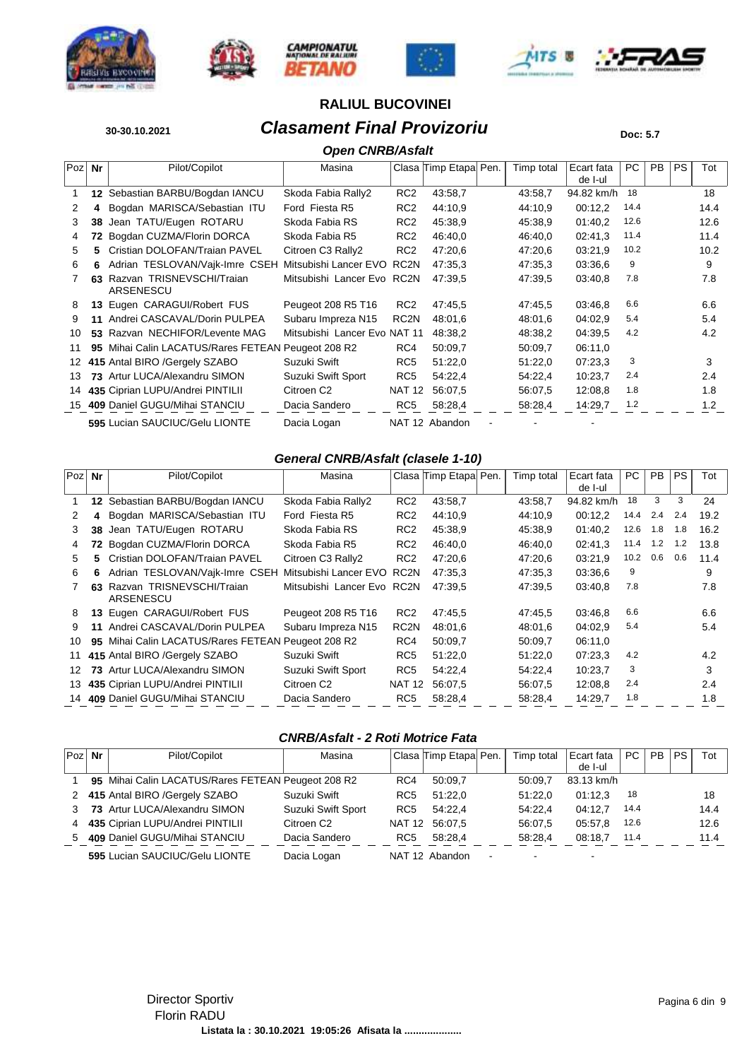# RALIUL BUCOVINEI

**30-30.10.2021**

## Clasament Final Provizoriu

**Doc: 5.7**

### Open CNRB/Asfalt

| Poz | Nr | Pilot/Copilot | Masina | Clasa | Timp Etapa | Pen. | Timp total | Ecart fata de l-ul | PC | PB | PS | Tot |
|---|---|---|---|---|---|---|---|---|---|---|---|---|
| 1 | 12 | Sebastian BARBU/Bogdan IANCU | Skoda Fabia Rally2 | RC2 | 43:58,7 | | 43:58,7 | 94.82 km/h | 18 | | | 18 |
| 2 | 4 | Bogdan MARISCA/Sebastian ITU | Ford Fiesta R5 | RC2 | 44:10,9 | | 44:10,9 | 00:12,2 | 14.4 | | | 14.4 |
| 3 | 38 | Jean TATU/Eugen ROTARU | Skoda Fabia RS | RC2 | 45:38,9 | | 45:38,9 | 01:40,2 | 12.6 | | | 12.6 |
| 4 | 72 | Bogdan CUZMA/Florin DORCA | Skoda Fabia R5 | RC2 | 46:40,0 | | 46:40,0 | 02:41,3 | 11.4 | | | 11.4 |
| 5 | 5 | Cristian DOLOFAN/Traian PAVEL | Citroen C3 Rally2 | RC2 | 47:20,6 | | 47:20,6 | 03:21,9 | 10.2 | | | 10.2 |
| 6 | 6 | Adrian TESLOVAN/Vajk-Imre CSEH | Mitsubishi Lancer EVO | RC2N | 47:35,3 | | 47:35,3 | 03:36,6 | 9 | | | 9 |
| 7 | 63 | Razvan TRISNEVSCHI/Traian ARSENESCU | Mitsubishi Lancer EVO | RC2N | 47:39,5 | | 47:39,5 | 03:40,8 | 7.8 | | | 7.8 |
| 8 | 13 | Eugen CARAGUI/Robert FUS | Peugeot 208 R5 T16 | RC2 | 47:45,5 | | 47:45,5 | 03:46,8 | 6.6 | | | 6.6 |
| 9 | 11 | Andrei CASCAVAL/Dorin PULPEA | Subaru Impreza N15 | RC2N | 48:01,6 | | 48:01,6 | 04:02,9 | 5.4 | | | 5.4 |
| 10 | 53 | Razvan NECHIFOR/Levente MAG | Mitsubishi Lancer Evo | NAT 11 | 48:38,2 | | 48:38,2 | 04:39,5 | 4.2 | | | 4.2 |
| 11 | 95 | Mihai Calin LACATUS/Rares FETEAN | Peugeot 208 R2 | RC4 | 50:09,7 | | 50:09,7 | 06:11,0 | | | | |
| 12 | 415 | Antal BIRO /Gergely SZABO | Suzuki Swift | RC5 | 51:22,0 | | 51:22,0 | 07:23,3 | 3 | | | 3 |
| 13 | 73 | Artur LUCA/Alexandru SIMON | Suzuki Swift Sport | RC5 | 54:22,4 | | 54:22,4 | 10:23,7 | 2.4 | | | 2.4 |
| 14 | 435 | Ciprian LUPU/Andrei PINTILII | Citroen C2 | NAT 12 | 56:07,5 | | 56:07,5 | 12:08,8 | 1.8 | | | 1.8 |
| 15 | 409 | Daniel GUGU/Mihai STANCIU | Dacia Sandero | RC5 | 58:28,4 | | 58:28,4 | 14:29,7 | 1.2 | | | 1.2 |
| | 595 | Lucian SAUCIUC/Gelu LIONTE | Dacia Logan | NAT 12 | Abandon | - | - | - | | | | |

### General CNRB/Asfalt (clasele 1-10)

| Poz | Nr | Pilot/Copilot | Masina | Clasa | Timp Etapa | Pen. | Timp total | Ecart fata de l-ul | PC | PB | PS | Tot |
|---|---|---|---|---|---|---|---|---|---|---|---|---|
| 1 | 12 | Sebastian BARBU/Bogdan IANCU | Skoda Fabia Rally2 | RC2 | 43:58,7 | | 43:58,7 | 94.82 km/h | 18 | 3 | 3 | 24 |
| 2 | 4 | Bogdan MARISCA/Sebastian ITU | Ford Fiesta R5 | RC2 | 44:10,9 | | 44:10,9 | 00:12,2 | 14.4 | 2.4 | 2.4 | 19.2 |
| 3 | 38 | Jean TATU/Eugen ROTARU | Skoda Fabia RS | RC2 | 45:38,9 | | 45:38,9 | 01:40,2 | 12.6 | 1.8 | 1.8 | 16.2 |
| 4 | 72 | Bogdan CUZMA/Florin DORCA | Skoda Fabia R5 | RC2 | 46:40,0 | | 46:40,0 | 02:41,3 | 11.4 | 1.2 | 1.2 | 13.8 |
| 5 | 5 | Cristian DOLOFAN/Traian PAVEL | Citroen C3 Rally2 | RC2 | 47:20,6 | | 47:20,6 | 03:21,9 | 10.2 | 0.6 | 0.6 | 11.4 |
| 6 | 6 | Adrian TESLOVAN/Vajk-Imre CSEH | Mitsubishi Lancer EVO | RC2N | 47:35,3 | | 47:35,3 | 03:36,6 | 9 | | | 9 |
| 7 | 63 | Razvan TRISNEVSCHI/Traian ARSENESCU | Mitsubishi Lancer EVO | RC2N | 47:39,5 | | 47:39,5 | 03:40,8 | 7.8 | | | 7.8 |
| 8 | 13 | Eugen CARAGUI/Robert FUS | Peugeot 208 R5 T16 | RC2 | 47:45,5 | | 47:45,5 | 03:46,8 | 6.6 | | | 6.6 |
| 9 | 11 | Andrei CASCAVAL/Dorin PULPEA | Subaru Impreza N15 | RC2N | 48:01,6 | | 48:01,6 | 04:02,9 | 5.4 | | | 5.4 |
| 10 | 95 | Mihai Calin LACATUS/Rares FETEAN | Peugeot 208 R2 | RC4 | 50:09,7 | | 50:09,7 | 06:11,0 | | | | |
| 11 | 415 | Antal BIRO /Gergely SZABO | Suzuki Swift | RC5 | 51:22,0 | | 51:22,0 | 07:23,3 | 4.2 | | | 4.2 |
| 12 | 73 | Artur LUCA/Alexandru SIMON | Suzuki Swift Sport | RC5 | 54:22,4 | | 54:22,4 | 10:23,7 | 3 | | | 3 |
| 13 | 435 | Ciprian LUPU/Andrei PINTILII | Citroen C2 | NAT 12 | 56:07,5 | | 56:07,5 | 12:08,8 | 2.4 | | | 2.4 |
| 14 | 409 | Daniel GUGU/Mihai STANCIU | Dacia Sandero | RC5 | 58:28,4 | | 58:28,4 | 14:29,7 | 1.8 | | | 1.8 |

### CNRB/Asfalt - 2 Roti Motrice Fata

| Poz | Nr | Pilot/Copilot | Masina | Clasa | Timp Etapa | Pen. | Timp total | Ecart fata de l-ul | PC | PB | PS | Tot |
|---|---|---|---|---|---|---|---|---|---|---|---|---|
| 1 | 95 | Mihai Calin LACATUS/Rares FETEAN | Peugeot 208 R2 | RC4 | 50:09,7 | | 50:09,7 | 83.13 km/h | | | | |
| 2 | 415 | Antal BIRO /Gergely SZABO | Suzuki Swift | RC5 | 51:22,0 | | 51:22,0 | 01:12,3 | 18 | | | 18 |
| 3 | 73 | Artur LUCA/Alexandru SIMON | Suzuki Swift Sport | RC5 | 54:22,4 | | 54:22,4 | 04:12,7 | 14.4 | | | 14.4 |
| 4 | 435 | Ciprian LUPU/Andrei PINTILII | Citroen C2 | NAT 12 | 56:07,5 | | 56:07,5 | 05:57,8 | 12.6 | | | 12.6 |
| 5 | 409 | Daniel GUGU/Mihai STANCIU | Dacia Sandero | RC5 | 58:28,4 | | 58:28,4 | 08:18,7 | 11.4 | | | 11.4 |
| | 595 | Lucian SAUCIUC/Gelu LIONTE | Dacia Logan | NAT 12 | Abandon | - | - | - | | | | |

Director Sportiv
Florin RADU

**Listata la : 30.10.2021 19:05:26 Afisata la ....................**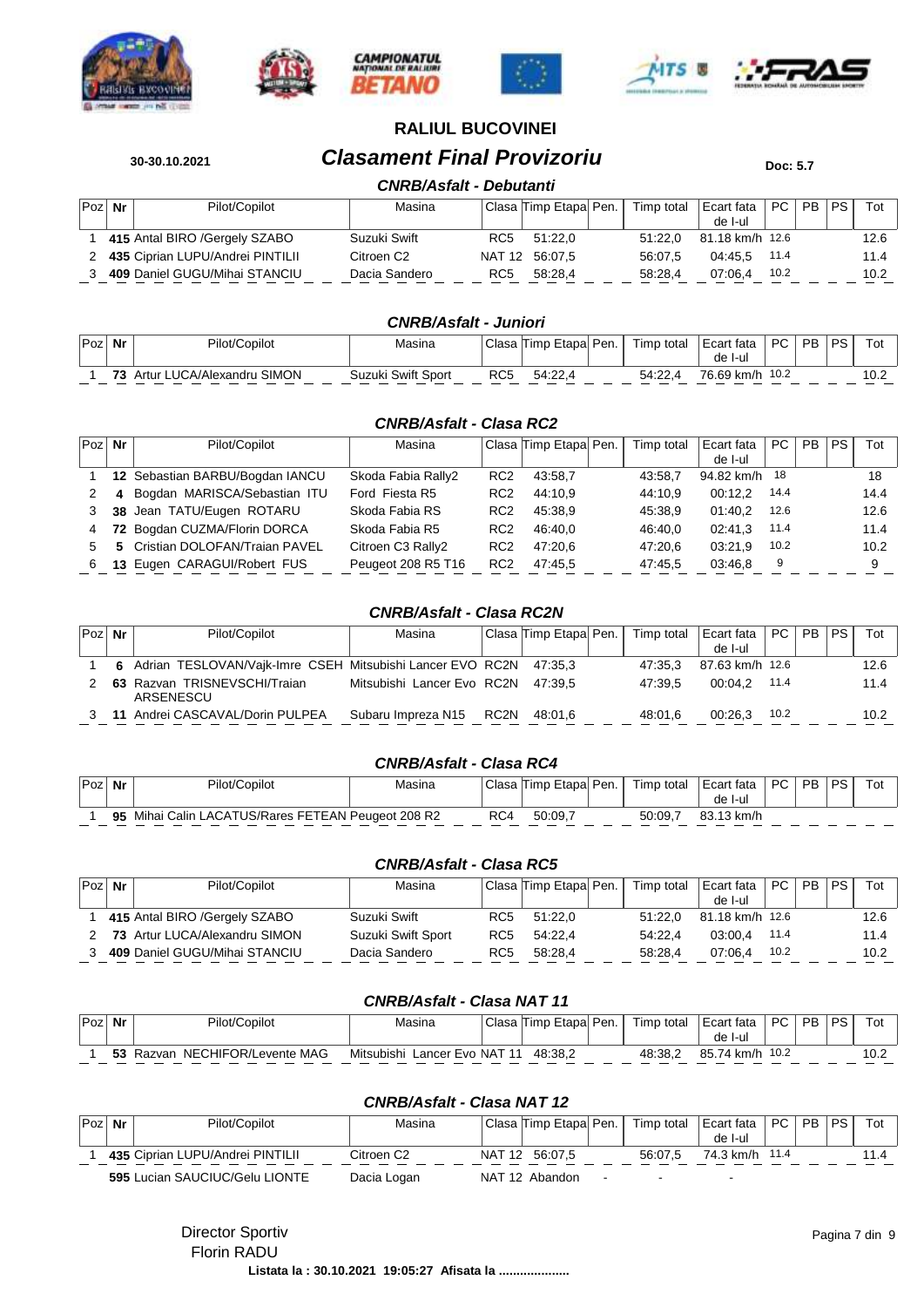# RALIUL BUCOVINEI

**30-30.10.2021**

## Clasament Final Provizoriu

**Doc: 5.7**

### CNRB/Asfalt - Debutanti

| Poz | Nr | Pilot/Copilot | Masina | Clasa | Timp Etapa | Pen. | Timp total | Ecart fata de l-ul | PC | PB | PS | Tot |
|---|---|---|---|---|---|---|---|---|---|---|---|---|
| 1 | 415 | Antal BIRO /Gergely SZABO | Suzuki Swift | RC5 | 51:22,0 | | 51:22,0 | 81.18 km/h | 12.6 | | | 12.6 |
| 2 | 435 | Ciprian LUPU/Andrei PINTILII | Citroen C2 | NAT 12 | 56:07,5 | | 56:07,5 | 04:45,5 | 11.4 | | | 11.4 |
| 3 | 409 | Daniel GUGU/Mihai STANCIU | Dacia Sandero | RC5 | 58:28,4 | | 58:28,4 | 07:06,4 | 10.2 | | | 10.2 |

### CNRB/Asfalt - Juniori

| Poz | Nr | Pilot/Copilot | Masina | Clasa | Timp Etapa | Pen. | Timp total | Ecart fata de l-ul | PC | PB | PS | Tot |
|---|---|---|---|---|---|---|---|---|---|---|---|---|
| 1 | 73 | Artur LUCA/Alexandru SIMON | Suzuki Swift Sport | RC5 | 54:22,4 | | 54:22,4 | 76.69 km/h | 10.2 | | | 10.2 |

### CNRB/Asfalt - Clasa RC2

| Poz | Nr | Pilot/Copilot | Masina | Clasa | Timp Etapa | Pen. | Timp total | Ecart fata de l-ul | PC | PB | PS | Tot |
|---|---|---|---|---|---|---|---|---|---|---|---|---|
| 1 | 12 | Sebastian BARBU/Bogdan IANCU | Skoda Fabia Rally2 | RC2 | 43:58,7 | | 43:58,7 | 94.82 km/h | 18 | | | 18 |
| 2 | 4 | Bogdan MARISCA/Sebastian ITU | Ford Fiesta R5 | RC2 | 44:10,9 | | 44:10,9 | 00:12,2 | 14.4 | | | 14.4 |
| 3 | 38 | Jean TATU/Eugen ROTARU | Skoda Fabia RS | RC2 | 45:38,9 | | 45:38,9 | 01:40,2 | 12.6 | | | 12.6 |
| 4 | 72 | Bogdan CUZMA/Florin DORCA | Skoda Fabia R5 | RC2 | 46:40,0 | | 46:40,0 | 02:41,3 | 11.4 | | | 11.4 |
| 5 | 5 | Cristian DOLOFAN/Traian PAVEL | Citroen C3 Rally2 | RC2 | 47:20,6 | | 47:20,6 | 03:21,9 | 10.2 | | | 10.2 |
| 6 | 13 | Eugen CARAGUI/Robert FUS | Peugeot 208 R5 T16 | RC2 | 47:45,5 | | 47:45,5 | 03:46,8 | 9 | | | 9 |

### CNRB/Asfalt - Clasa RC2N

| Poz | Nr | Pilot/Copilot | Masina | Clasa | Timp Etapa | Pen. | Timp total | Ecart fata de l-ul | PC | PB | PS | Tot |
|---|---|---|---|---|---|---|---|---|---|---|---|---|
| 1 | 6 | Adrian TESLOVAN/Vajk-Imre CSEH | Mitsubishi Lancer EVO | RC2N | 47:35,3 | | 47:35,3 | 87.63 km/h | 12.6 | | | 12.6 |
| 2 | 63 | Razvan TRISNEVSCHI/Traian ARSENESCU | Mitsubishi Lancer Evo | RC2N | 47:39,5 | | 47:39,5 | 00:04,2 | 11.4 | | | 11.4 |
| 3 | 11 | Andrei CASCAVAL/Dorin PULPEA | Subaru Impreza N15 | RC2N | 48:01,6 | | 48:01,6 | 00:26,3 | 10.2 | | | 10.2 |

### CNRB/Asfalt - Clasa RC4

| Poz | Nr | Pilot/Copilot | Masina | Clasa | Timp Etapa | Pen. | Timp total | Ecart fata de l-ul | PC | PB | PS | Tot |
|---|---|---|---|---|---|---|---|---|---|---|---|---|
| 1 | 95 | Mihai Calin LACATUS/Rares FETEAN | Peugeot 208 R2 | RC4 | 50:09,7 | | 50:09,7 | 83.13 km/h | | | | |

### CNRB/Asfalt - Clasa RC5

| Poz | Nr | Pilot/Copilot | Masina | Clasa | Timp Etapa | Pen. | Timp total | Ecart fata de l-ul | PC | PB | PS | Tot |
|---|---|---|---|---|---|---|---|---|---|---|---|---|
| 1 | 415 | Antal BIRO /Gergely SZABO | Suzuki Swift | RC5 | 51:22,0 | | 51:22,0 | 81.18 km/h | 12.6 | | | 12.6 |
| 2 | 73 | Artur LUCA/Alexandru SIMON | Suzuki Swift Sport | RC5 | 54:22,4 | | 54:22,4 | 03:00,4 | 11.4 | | | 11.4 |
| 3 | 409 | Daniel GUGU/Mihai STANCIU | Dacia Sandero | RC5 | 58:28,4 | | 58:28,4 | 07:06,4 | 10.2 | | | 10.2 |

### CNRB/Asfalt - Clasa NAT 11

| Poz | Nr | Pilot/Copilot | Masina | Clasa | Timp Etapa | Pen. | Timp total | Ecart fata de l-ul | PC | PB | PS | Tot |
|---|---|---|---|---|---|---|---|---|---|---|---|---|
| 1 | 53 | Razvan NECHIFOR/Levente MAG | Mitsubishi Lancer Evo | NAT 11 | 48:38,2 | | 48:38,2 | 85.74 km/h | 10.2 | | | 10.2 |

### CNRB/Asfalt - Clasa NAT 12

| Poz | Nr | Pilot/Copilot | Masina | Clasa | Timp Etapa | Pen. | Timp total | Ecart fata de l-ul | PC | PB | PS | Tot |
|---|---|---|---|---|---|---|---|---|---|---|---|---|
| 1 | 435 | Ciprian LUPU/Andrei PINTILII | Citroen C2 | NAT 12 | 56:07,5 | | 56:07,5 | 74.3 km/h | 11.4 | | | 11.4 |
| | 595 | Lucian SAUCIUC/Gelu LIONTE | Dacia Logan | NAT 12 | Abandon | - | - | - | | | | |

Director Sportiv
Florin RADU

**Listata la : 30.10.2021 19:05:27 Afisata la ....................**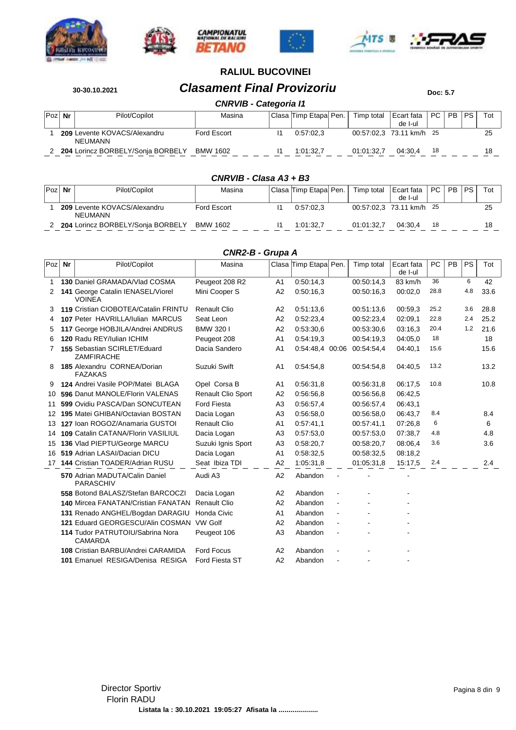# RALIUL BUCOVINEI

30-30.10.2021

## *Clasament Final Provizoriu*

Doc: 5.7

### *CNRVIB - Categoria I1*

| Poz | Nr | Pilot/Copilot | Masina | Clasa | Timp Etapa | Pen. | Timp total | Ecart fata de I-ul | PC | PB | PS | Tot |
|---|---|---|---|---|---|---|---|---|---|---|---|---|
| 1 | **209** | Levente KOVACS/Alexandru NEUMANN | Ford Escort | I1 | 0:57:02,3 | | 00:57:02,3 | 73.11 km/h | 25 | | | 25 |
| 2 | **204** | Lorincz BORBELY/Sonja BORBELY | BMW 1602 | I1 | 1:01:32,7 | | 01:01:32,7 | 04:30,4 | 18 | | | 18 |

### *CNRVIB - Clasa A3 + B3*

| Poz | Nr | Pilot/Copilot | Masina | Clasa | Timp Etapa | Pen. | Timp total | Ecart fata de I-ul | PC | PB | PS | Tot |
|---|---|---|---|---|---|---|---|---|---|---|---|---|
| 1 | **209** | Levente KOVACS/Alexandru NEUMANN | Ford Escort | I1 | 0:57:02,3 | | 00:57:02,3 | 73.11 km/h | 25 | | | 25 |
| 2 | **204** | Lorincz BORBELY/Sonja BORBELY | BMW 1602 | I1 | 1:01:32,7 | | 01:01:32,7 | 04:30,4 | 18 | | | 18 |

### *CNR2-B - Grupa A*

| Poz | Nr | Pilot/Copilot | Masina | Clasa | Timp Etapa | Pen. | Timp total | Ecart fata de I-ul | PC | PB | PS | Tot |
|---|---|---|---|---|---|---|---|---|---|---|---|---|
| 1 | **130** | Daniel GRAMADA/Vlad COSMA | Peugeot 208 R2 | A1 | 0:50:14,3 | | 00:50:14,3 | 83 km/h | 36 | | 6 | 42 |
| 2 | **141** | George Catalin IENASEL/Viorel VOINEA | Mini Cooper S | A2 | 0:50:16,3 | | 00:50:16,3 | 00:02,0 | 28.8 | | 4.8 | 33.6 |
| 3 | **119** | Cristian CIOBOTEA/Catalin FRINTU | Renault Clio | A2 | 0:51:13,6 | | 00:51:13,6 | 00:59,3 | 25.2 | | 3.6 | 28.8 |
| 4 | **107** | Peter HAVRILLA/Iulian MARCUS | Seat Leon | A2 | 0:52:23,4 | | 00:52:23,4 | 02:09,1 | 22.8 | | 2.4 | 25.2 |
| 5 | **117** | George HOBJILA/Andrei ANDRUS | BMW 320 I | A2 | 0:53:30,6 | | 00:53:30,6 | 03:16,3 | 20.4 | | 1.2 | 21.6 |
| 6 | **120** | Radu REY/Iulian ICHIM | Peugeot 208 | A1 | 0:54:19,3 | | 00:54:19,3 | 04:05,0 | 18 | | | 18 |
| 7 | **155** | Sebastian SCIRLET/Eduard ZAMFIRACHE | Dacia Sandero | A1 | 0:54:48,4 | 00:06 | 00:54:54,4 | 04:40,1 | 15.6 | | | 15.6 |
| 8 | **185** | Alexandru CORNEA/Dorian FAZAKAS | Suzuki Swift | A1 | 0:54:54,8 | | 00:54:54,8 | 04:40,5 | 13.2 | | | 13.2 |
| 9 | **124** | Andrei Vasile POP/Matei BLAGA | Opel Corsa B | A1 | 0:56:31,8 | | 00:56:31,8 | 06:17,5 | 10.8 | | | 10.8 |
| 10 | **596** | Danut MANOLE/Florin VALENAS | Renault Clio Sport | A2 | 0:56:56,8 | | 00:56:56,8 | 06:42,5 | | | | |
| 11 | **599** | Ovidiu PASCA/Dan SONCUTEAN | Ford Fiesta | A3 | 0:56:57,4 | | 00:56:57,4 | 06:43,1 | | | | |
| 12 | **195** | Matei GHIBAN/Octavian BOSTAN | Dacia Logan | A3 | 0:56:58,0 | | 00:56:58,0 | 06:43,7 | 8.4 | | | 8.4 |
| 13 | **127** | Ioan ROGOZ/Anamaria GUSTOI | Renault Clio | A1 | 0:57:41,1 | | 00:57:41,1 | 07:26,8 | 6 | | | 6 |
| 14 | **109** | Catalin CATANA/Florin VASILIUL | Dacia Logan | A3 | 0:57:53,0 | | 00:57:53,0 | 07:38,7 | 4.8 | | | 4.8 |
| 15 | **136** | Vlad PIEPTU/George MARCU | Suzuki Ignis Sport | A3 | 0:58:20,7 | | 00:58:20,7 | 08:06,4 | 3.6 | | | 3.6 |
| 16 | **519** | Adrian LASAI/Dacian DICU | Dacia Logan | A1 | 0:58:32,5 | | 00:58:32,5 | 08:18,2 | | | | |
| 17 | **144** | Cristian TOADER/Adrian RUSU | Seat Ibiza TDI | A2 | 1:05:31,8 | | 01:05:31,8 | 15:17,5 | 2.4 | | | 2.4 |
| | **570** | Adrian MADUTA/Calin Daniel PARASCHIV | Audi A3 | A2 | Abandon | - | - | - | | | | |
| | **558** | Botond BALASZ/Stefan BARCOCZI | Dacia Logan | A2 | Abandon | - | - | - | | | | |
| | **140** | Mircea FANATAN/Cristian FANATAN | Renault Clio | A2 | Abandon | - | - | - | | | | |
| | **131** | Renado ANGHEL/Bogdan DARAGIU | Honda Civic | A1 | Abandon | - | - | - | | | | |
| | **121** | Eduard GEORGESCU/Alin COSMAN | VW Golf | A2 | Abandon | - | - | - | | | | |
| | **114** | Tudor PATRUTOIU/Sabrina Nora CAMARDA | Peugeot 106 | A3 | Abandon | - | - | - | | | | |
| | **108** | Cristian BARBU/Andrei CARAMIDA | Ford Focus | A2 | Abandon | - | - | - | | | | |
| | **101** | Emanuel RESIGA/Denisa RESIGA | Ford Fiesta ST | A2 | Abandon | - | - | - | | | | |

Director Sportiv
Florin RADU

**Listata la : 30.10.2021 19:05:27 Afisata la ....................**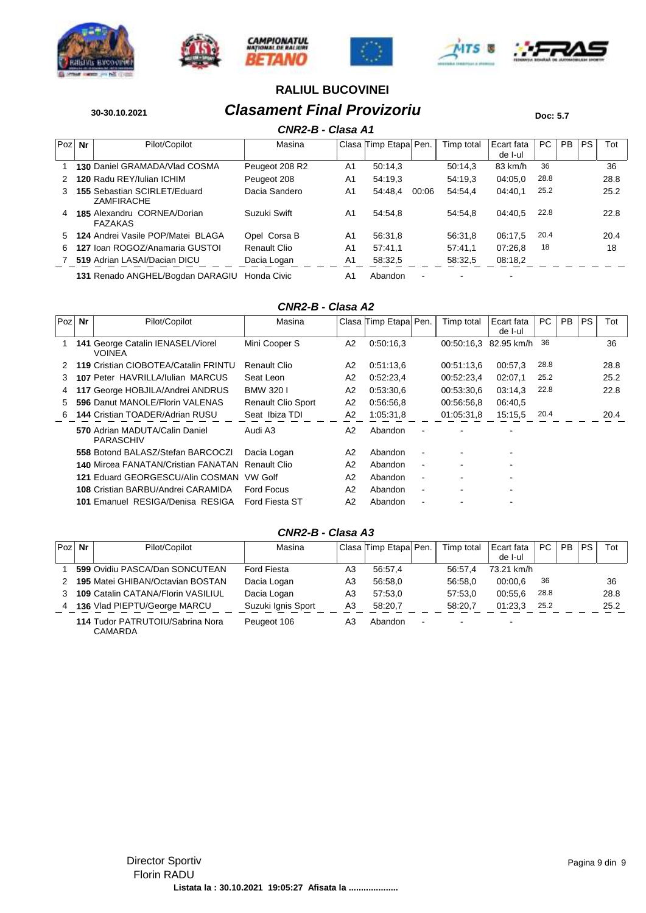## RALIUL BUCOVINEI

30-30.10.2021

# Clasament Final Provizoriu

Doc: 5.7

### CNR2-B - Clasa A1

| Poz | Nr | Pilot/Copilot | Masina | Clasa | Timp Etapa | Pen. | Timp total | Ecart fata de I-ul | PC | PB | PS | Tot |
|---|---|---|---|---|---|---|---|---|---|---|---|---|
| 1 | 130 | Daniel GRAMADA/Vlad COSMA | Peugeot 208 R2 | A1 | 50:14,3 | | 50:14,3 | 83 km/h | 36 | | | 36 |
| 2 | 120 | Radu REY/Iulian ICHIM | Peugeot 208 | A1 | 54:19,3 | | 54:19,3 | 04:05,0 | 28.8 | | | 28.8 |
| 3 | 155 | Sebastian SCIRLET/Eduard ZAMFIRACHE | Dacia Sandero | A1 | 54:48,4 | 00:06 | 54:54,4 | 04:40,1 | 25.2 | | | 25.2 |
| 4 | 185 | Alexandru CORNEA/Dorian FAZAKAS | Suzuki Swift | A1 | 54:54,8 | | 54:54,8 | 04:40,5 | 22.8 | | | 22.8 |
| 5 | 124 | Andrei Vasile POP/Matei BLAGA | Opel Corsa B | A1 | 56:31,8 | | 56:31,8 | 06:17,5 | 20.4 | | | 20.4 |
| 6 | 127 | Ioan ROGOZ/Anamaria GUSTOI | Renault Clio | A1 | 57:41,1 | | 57:41,1 | 07:26,8 | 18 | | | 18 |
| 7 | 519 | Adrian LASAI/Dacian DICU | Dacia Logan | A1 | 58:32,5 | | 58:32,5 | 08:18,2 | | | | |
| | 131 | Renado ANGHEL/Bogdan DARAGIU | Honda Civic | A1 | Abandon | - | - | - | | | | |

### CNR2-B - Clasa A2

| Poz | Nr | Pilot/Copilot | Masina | Clasa | Timp Etapa | Pen. | Timp total | Ecart fata de I-ul | PC | PB | PS | Tot |
|---|---|---|---|---|---|---|---|---|---|---|---|---|
| 1 | 141 | George Catalin IENASEL/Viorel VOINEA | Mini Cooper S | A2 | 0:50:16,3 | | 00:50:16,3 | 82.95 km/h | 36 | | | 36 |
| 2 | 119 | Cristian CIOBOTEA/Catalin FRINTU | Renault Clio | A2 | 0:51:13,6 | | 00:51:13,6 | 00:57,3 | 28.8 | | | 28.8 |
| 3 | 107 | Peter HAVRILLA/Iulian MARCUS | Seat Leon | A2 | 0:52:23,4 | | 00:52:23,4 | 02:07,1 | 25.2 | | | 25.2 |
| 4 | 117 | George HOBJILA/Andrei ANDRUS | BMW 320 I | A2 | 0:53:30,6 | | 00:53:30,6 | 03:14,3 | 22.8 | | | 22.8 |
| 5 | 596 | Danut MANOLE/Florin VALENAS | Renault Clio Sport | A2 | 0:56:56,8 | | 00:56:56,8 | 06:40,5 | | | | |
| 6 | 144 | Cristian TOADER/Adrian RUSU | Seat Ibiza TDI | A2 | 1:05:31,8 | | 01:05:31,8 | 15:15,5 | 20.4 | | | 20.4 |
| | 570 | Adrian MADUTA/Calin Daniel PARASCHIV | Audi A3 | A2 | Abandon | - | - | - | | | | |
| | 558 | Botond BALASZ/Stefan BARCOCZI | Dacia Logan | A2 | Abandon | - | - | - | | | | |
| | 140 | Mircea FANATAN/Cristian FANATAN | Renault Clio | A2 | Abandon | - | - | - | | | | |
| | 121 | Eduard GEORGESCU/Alin COSMAN | VW Golf | A2 | Abandon | - | - | - | | | | |
| | 108 | Cristian BARBU/Andrei CARAMIDA | Ford Focus | A2 | Abandon | - | - | - | | | | |
| | 101 | Emanuel RESIGA/Denisa RESIGA | Ford Fiesta ST | A2 | Abandon | - | - | - | | | | |

### CNR2-B - Clasa A3

| Poz | Nr | Pilot/Copilot | Masina | Clasa | Timp Etapa | Pen. | Timp total | Ecart fata de I-ul | PC | PB | PS | Tot |
|---|---|---|---|---|---|---|---|---|---|---|---|---|
| 1 | 599 | Ovidiu PASCA/Dan SONCUTEAN | Ford Fiesta | A3 | 56:57,4 | | 56:57,4 | 73.21 km/h | | | | |
| 2 | 195 | Matei GHIBAN/Octavian BOSTAN | Dacia Logan | A3 | 56:58,0 | | 56:58,0 | 00:00,6 | 36 | | | 36 |
| 3 | 109 | Catalin CATANA/Florin VASILIUL | Dacia Logan | A3 | 57:53,0 | | 57:53,0 | 00:55,6 | 28.8 | | | 28.8 |
| 4 | 136 | Vlad PIEPTU/George MARCU | Suzuki Ignis Sport | A3 | 58:20,7 | | 58:20,7 | 01:23,3 | 25.2 | | | 25.2 |
| | 114 | Tudor PATRUTOIU/Sabrina Nora CAMARDA | Peugeot 106 | A3 | Abandon | - | - | - | | | | |

Director Sportiv
Florin RADU

Listata la : 30.10.2021 19:05:27 Afisata la ....................